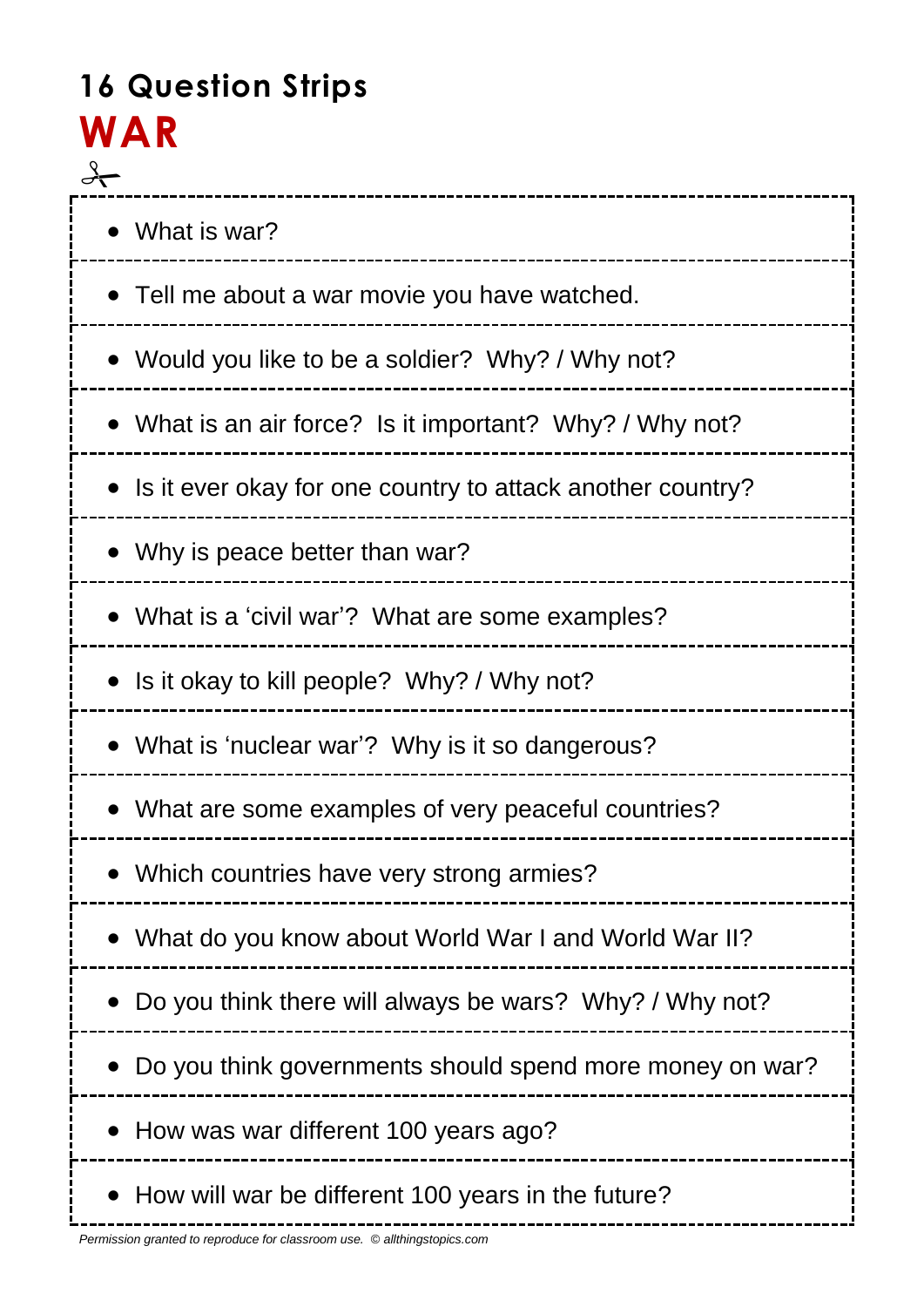# 16 Question Strips

## WAR

- What is war?
- Tell me about a war movie you have watched.
- Would you like to be a soldier?  Why? / Why not?
- What is an air force?  Is it important?  Why? / Why not?
- Is it ever okay for one country to attack another country?
- Why is peace better than war?
- What is a 'civil war'?  What are some examples?
- Is it okay to kill people?  Why? / Why not?
- What is 'nuclear war'?  Why is it so dangerous?
- What are some examples of very peaceful countries?
- Which countries have very strong armies?
- What do you know about World War I and World War II?
- Do you think there will always be wars?  Why? / Why not?
- Do you think governments should spend more money on war?
- How was war different 100 years ago?
- How will war be different 100 years in the future?

*Permission granted to reproduce for classroom use.  © allthingstopics.com*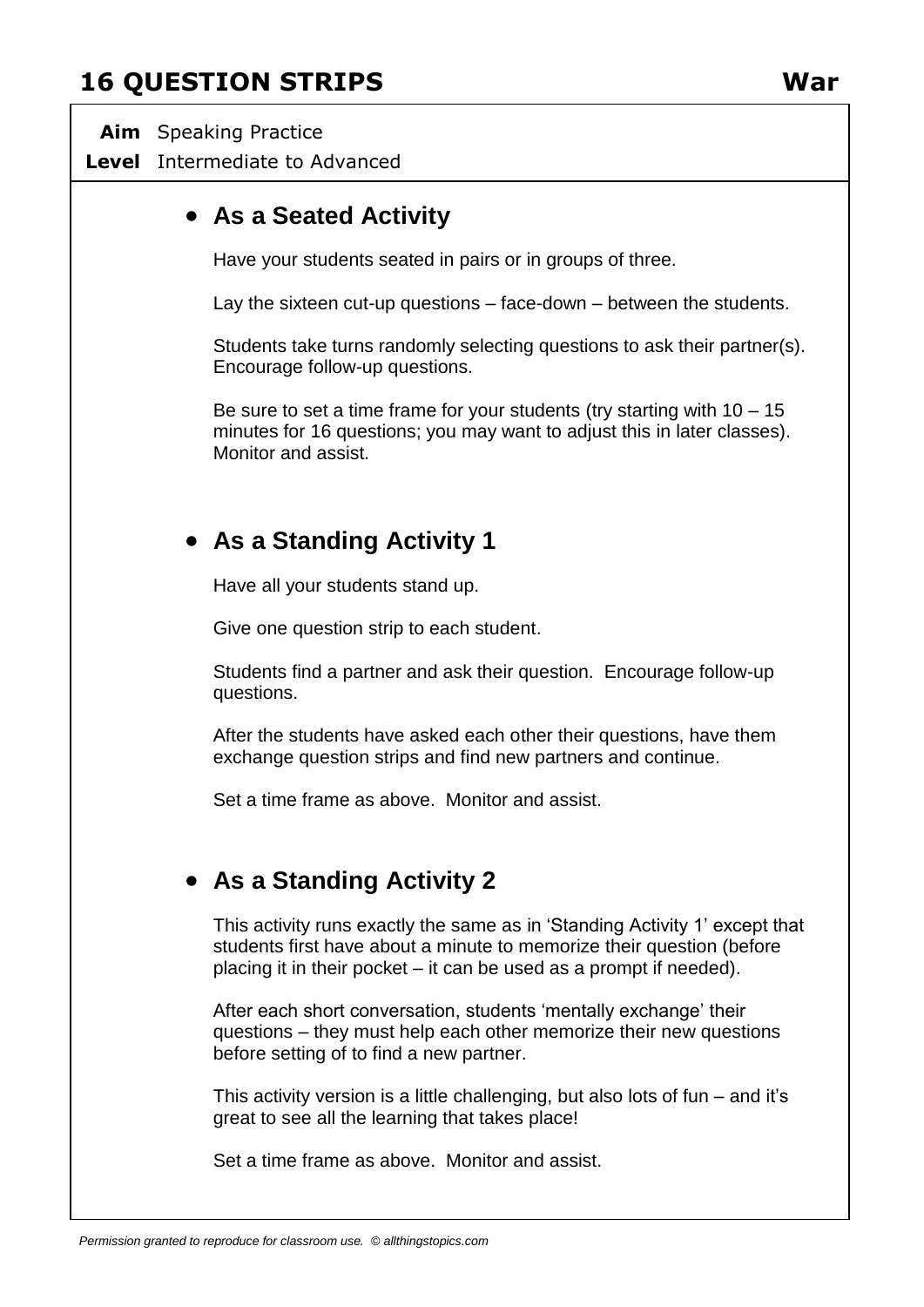# 16 QUESTION STRIPS War

**Aim** Speaking Practice
**Level** Intermediate to Advanced

- ## As a Seated Activity

Have your students seated in pairs or in groups of three.

Lay the sixteen cut-up questions – face-down – between the students.

Students take turns randomly selecting questions to ask their partner(s). Encourage follow-up questions.

Be sure to set a time frame for your students (try starting with 10 – 15 minutes for 16 questions; you may want to adjust this in later classes). Monitor and assist.

- ## As a Standing Activity 1

Have all your students stand up.

Give one question strip to each student.

Students find a partner and ask their question. Encourage follow-up questions.

After the students have asked each other their questions, have them exchange question strips and find new partners and continue.

Set a time frame as above. Monitor and assist.

- ## As a Standing Activity 2

This activity runs exactly the same as in 'Standing Activity 1' except that students first have about a minute to memorize their question (before placing it in their pocket – it can be used as a prompt if needed).

After each short conversation, students 'mentally exchange' their questions – they must help each other memorize their new questions before setting of to find a new partner.

This activity version is a little challenging, but also lots of fun – and it's great to see all the learning that takes place!

Set a time frame as above. Monitor and assist.

*Permission granted to reproduce for classroom use. © allthingstopics.com*